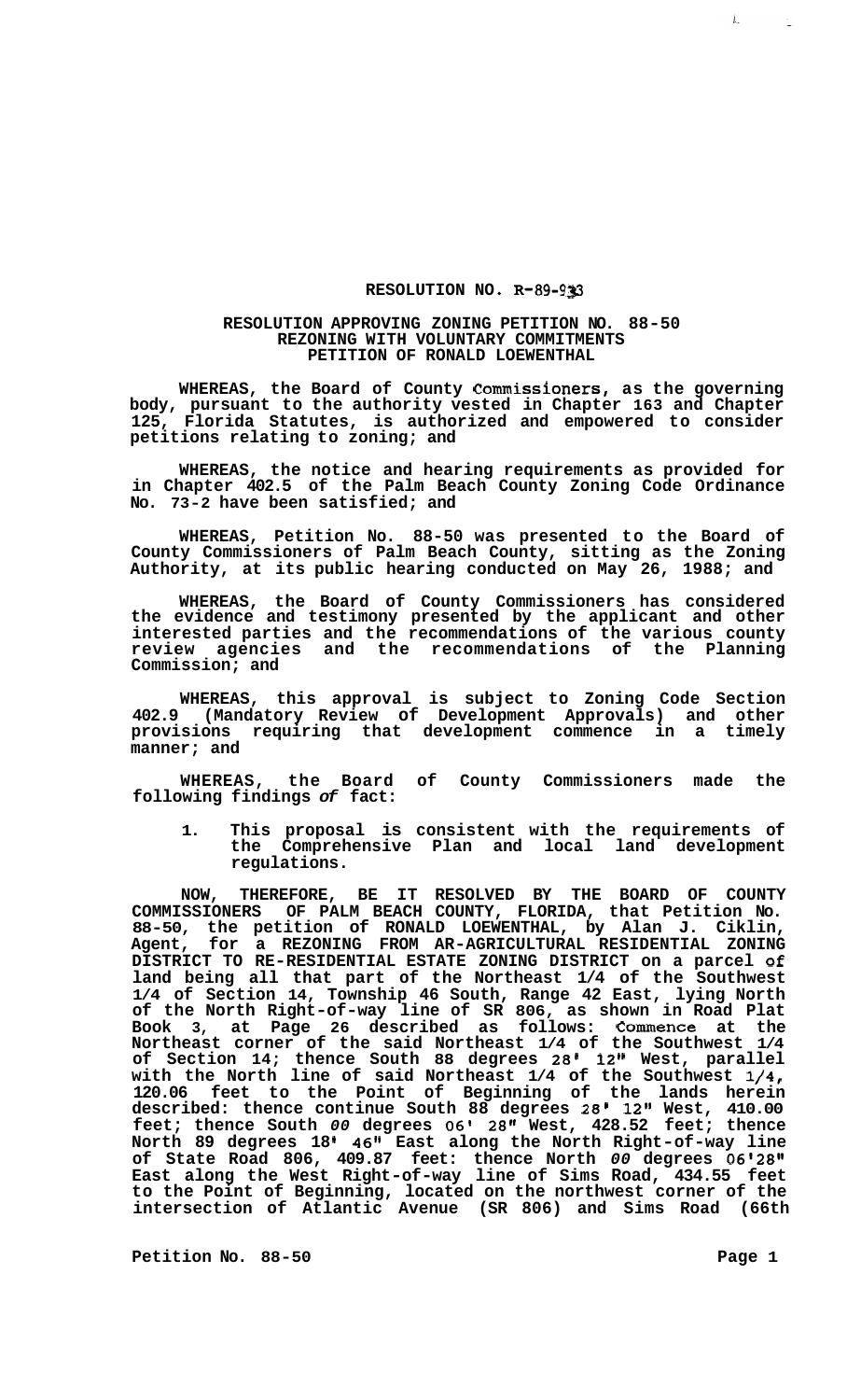# RESOLUTION NO. R-89-933

## RESOLUTION APPROVING ZONING PETITION NO. 88-50 REZONING WITH VOLUNTARY COMMITMENTS PETITION OF RONALD LOEWENTHAL

**WHEREAS, the Board of County Commissioners, as the governing body, pursuant to the authority vested in Chapter 163 and Chapter 125, Florida Statutes, is authorized and empowered to consider petitions relating to zoning; and**

**WHEREAS, the notice and hearing requirements as provided for in Chapter 402.5 of the Palm Beach County Zoning Code Ordinance No. 73-2 have been satisfied; and**

**WHEREAS, Petition No. 88-50 was presented to the Board of County Commissioners of Palm Beach County, sitting as the Zoning Authority, at its public hearing conducted on May 26, 1988; and**

**WHEREAS, the Board of County Commissioners has considered the evidence and testimony presented by the applicant and other interested parties and the recommendations of the various county review agencies and the recommendations of the Planning Commission; and**

**WHEREAS, this approval is subject to Zoning Code Section 402.9 (Mandatory Review of Development Approvals) and other provisions requiring that development commence in a timely manner; and**

**WHEREAS, the Board of County Commissioners made the following findings of fact:**

1. **This proposal is consistent with the requirements of the Comprehensive Plan and local land development regulations.**

**NOW, THEREFORE, BE IT RESOLVED BY THE BOARD OF COUNTY COMMISSIONERS OF PALM BEACH COUNTY, FLORIDA, that Petition No. 88-50, the petition of RONALD LOEWENTHAL, by Alan J. Ciklin, Agent, for a REZONING FROM AR-AGRICULTURAL RESIDENTIAL ZONING DISTRICT TO RE-RESIDENTIAL ESTATE ZONING DISTRICT on a parcel of land being all that part of the Northeast 1/4 of the Southwest 1/4 of Section 14, Township 46 South, Range 42 East, lying North of the North Right-of-way line of SR 806, as shown in Road Plat Book 3, at Page 26 described as follows: Commence at the Northeast corner of the said Northeast 1/4 of the Southwest 1/4 of Section 14; thence South 88 degrees 28' 12" West, parallel with the North line of said Northeast 1/4 of the Southwest 1/4, 120.06 feet to the Point of Beginning of the lands herein described: thence continue South 88 degrees 28' 12" West, 410.00 feet; thence South 00 degrees 06' 28" West, 428.52 feet; thence North 89 degrees 18' 46" East along the North Right-of-way line of State Road 806, 409.87 feet: thence North 00 degrees 06'28" East along the West Right-of-way line of Sims Road, 434.55 feet to the Point of Beginning, located on the northwest corner of the intersection of Atlantic Avenue (SR 806) and Sims Road (66th**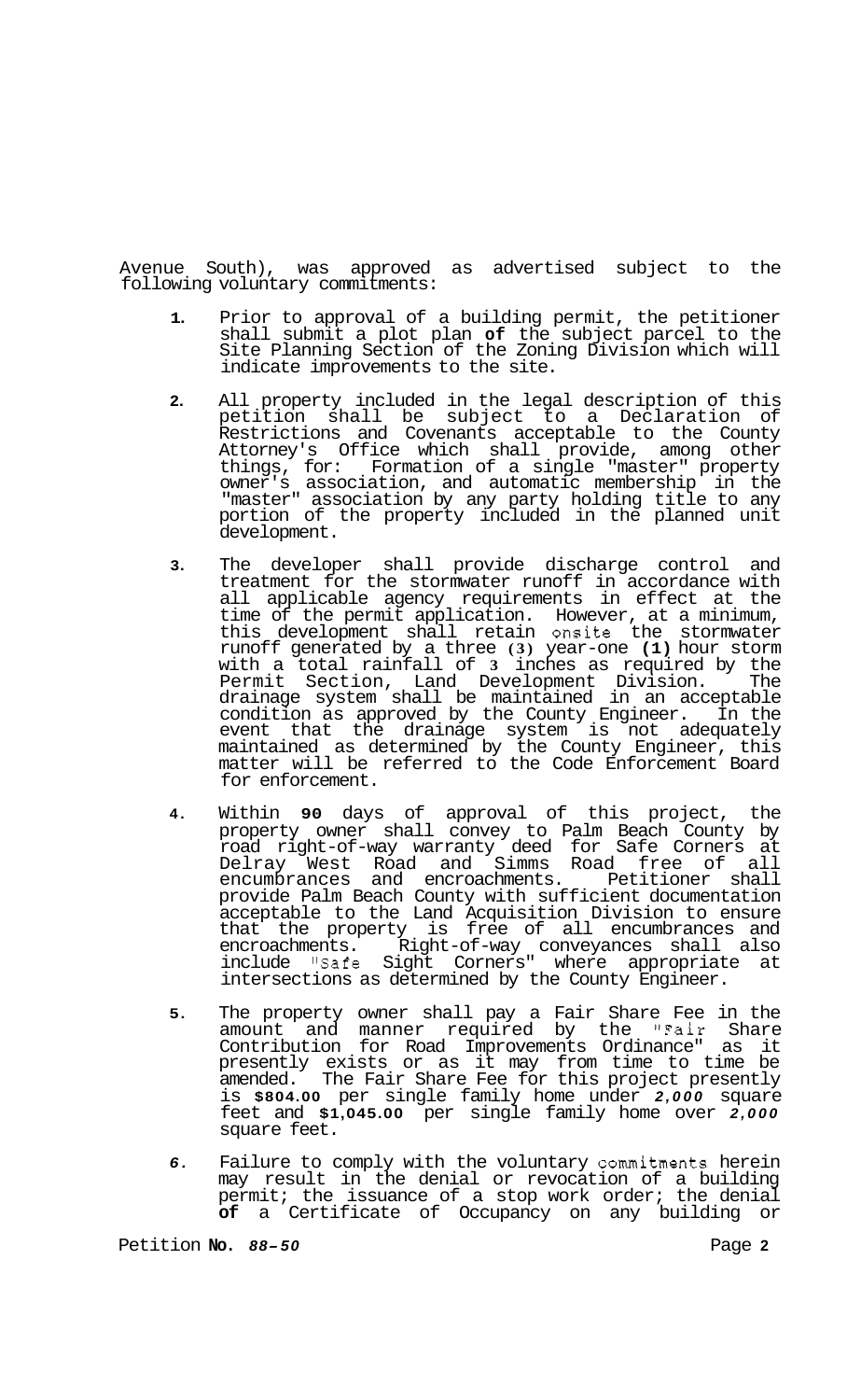Avenue South), was approved as advertised subject to the following voluntary commitments:

1. Prior to approval of a building permit, the petitioner shall submit a plot plan **of** the subject parcel to the Site Planning Section of the Zoning Division which will indicate improvements to the site.

2. All property included in the legal description of this petition shall be subject to a Declaration of Restrictions and Covenants acceptable to the County Attorney's Office which shall provide, among other things, for: Formation of a single "master" property owner's association, and automatic membership in the "master" association by any party holding title to any portion of the property included in the planned unit development.

3. The developer shall provide discharge control and treatment for the stormwater runoff in accordance with all applicable agency requirements in effect at the time of the permit application. However, at a minimum, this development shall retain onsite the stormwater runoff generated by a three (3) year-one (1) hour storm with a total rainfall of 3 inches as required by the Permit Section, Land Development Division. The drainage system shall be maintained in an acceptable condition as approved by the County Engineer. In the event that the drainage system is not adequately maintained as determined by the County Engineer, this matter will be referred to the Code Enforcement Board for enforcement.

4. Within **90** days of approval of this project, the property owner shall convey to Palm Beach County by road right-of-way warranty deed for Safe Corners at Delray West Road and Simms Road free of all encumbrances and encroachments. Petitioner shall provide Palm Beach County with sufficient documentation acceptable to the Land Acquisition Division to ensure that the property is free of all encumbrances and encroachments. Right-of-way conveyances shall also include "Safe Sight Corners" where appropriate at intersections as determined by the County Engineer.

5. The property owner shall pay a Fair Share Fee in the amount and manner required by the "Fair Share Contribution for Road Improvements Ordinance" as it presently exists or as it may from time to time be amended. The Fair Share Fee for this project presently is **$804.00** per single family home under *2,000* square feet and **$1,045.00** per single family home over *2,000* square feet.

6. Failure to comply with the voluntary commitments herein may result in the denial or revocation of a building permit; the issuance of a stop work order; the denial **of** a Certificate of Occupancy on any building or

Petition **No.** *88-50*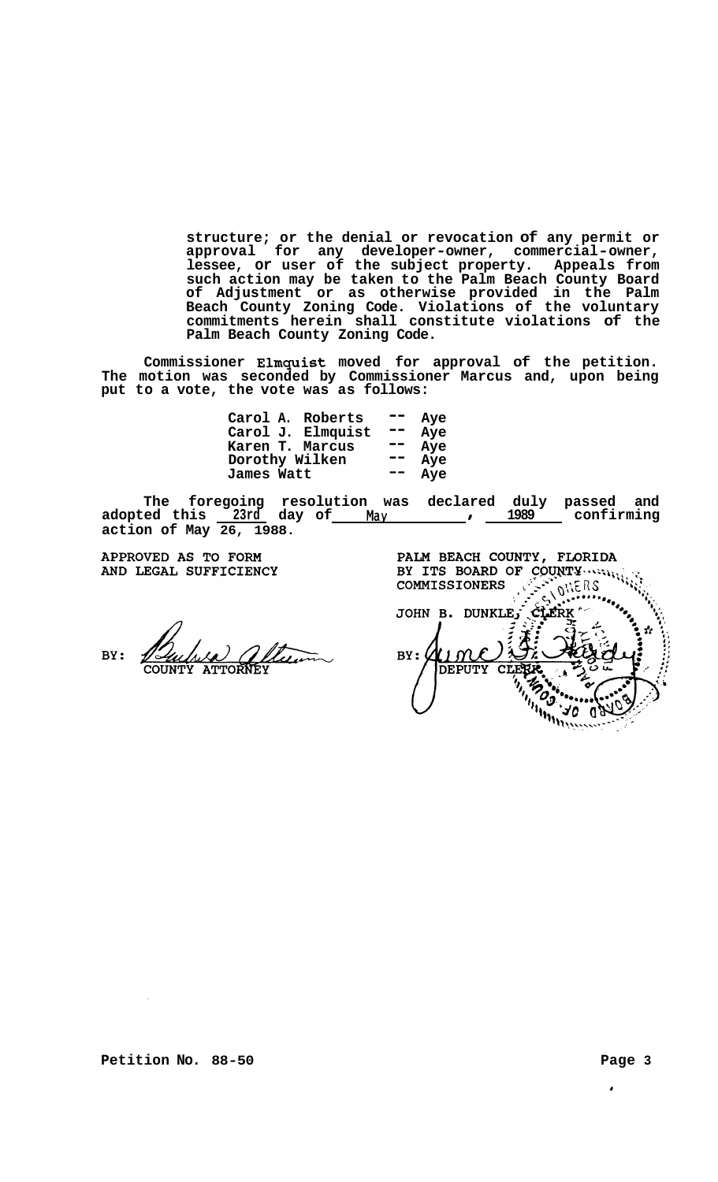structure; or the denial or revocation of any permit or approval for any developer-owner, commercial-owner, lessee, or user of the subject property. Appeals from such action may be taken to the Palm Beach County Board of Adjustment or as otherwise provided in the Palm Beach County Zoning Code. Violations of the voluntary commitments herein shall constitute violations of the Palm Beach County Zoning Code.

Commissioner Elmquist moved for approval of the petition. The motion was seconded by Commissioner Marcus and, upon being put to a vote, the vote was as follows:

| | | |
|---|---|---|
| Carol A. Roberts | -- | Aye |
| Carol J. Elmquist | -- | Aye |
| Karen T. Marcus | -- | Aye |
| Dorothy Wilken | -- | Aye |
| James Watt | -- | Aye |

The foregoing resolution was declared duly passed and adopted this 23rd day of May, 1989 confirming action of May 26, 1988.

APPROVED AS TO FORM AND LEGAL SUFFICIENCY

BY: COUNTY ATTORNEY

PALM BEACH COUNTY, FLORIDA BY ITS BOARD OF COUNTY COMMISSIONERS

JOHN B. DUNKLE, CLERK

BY: DEPUTY CLERK

Petition No. 88-50